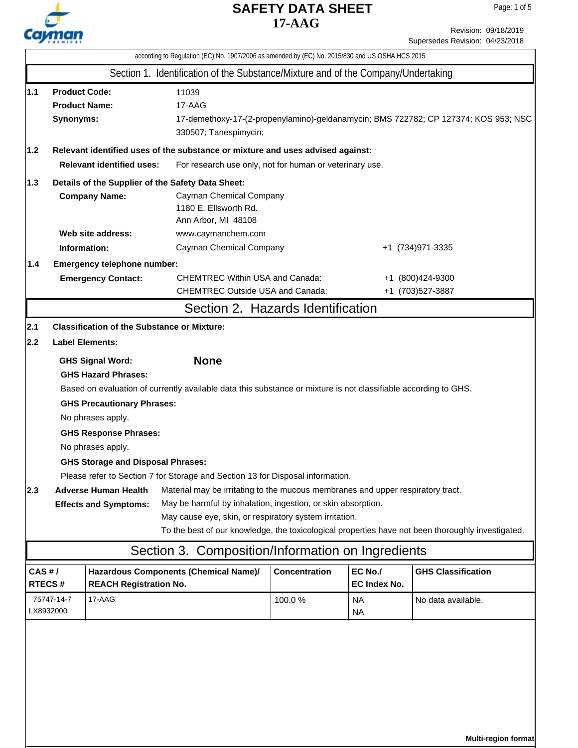# SAFETY DATA SHEET
# 17-AAG

Revision: 09/18/2019
Supersedes Revision: 04/23/2018

according to Regulation (EC) No. 1907/2006 as amended by (EC) No. 2015/830 and US OSHA HCS 2015

## Section 1. Identification of the Substance/Mixture and of the Company/Undertaking

**1.1**

**Product Code:** 11039

**Product Name:** 17-AAG

**Synonyms:** 17-demethoxy-17-(2-propenylamino)-geldanamycin; BMS 722782; CP 127374; KOS 953; NSC 330507; Tanespimycin;

**1.2 Relevant identified uses of the substance or mixture and uses advised against:**

**Relevant identified uses:** For research use only, not for human or veterinary use.

**1.3 Details of the Supplier of the Safety Data Sheet:**

**Company Name:** Cayman Chemical Company
1180 E. Ellsworth Rd.
Ann Arbor, MI 48108

**Web site address:** www.caymanchem.com

**Information:** Cayman Chemical Company +1 (734)971-3335

**1.4 Emergency telephone number:**

**Emergency Contact:**
CHEMTREC Within USA and Canada: +1 (800)424-9300
CHEMTREC Outside USA and Canada: +1 (703)527-3887

## Section 2. Hazards Identification

**2.1 Classification of the Substance or Mixture:**

**2.2 Label Elements:**

**GHS Signal Word:** **None**

**GHS Hazard Phrases:**

Based on evaluation of currently available data this substance or mixture is not classifiable according to GHS.

**GHS Precautionary Phrases:**

No phrases apply.

**GHS Response Phrases:**

No phrases apply.

**GHS Storage and Disposal Phrases:**

Please refer to Section 7 for Storage and Section 13 for Disposal information.

**2.3 Adverse Human Health Effects and Symptoms:**

Material may be irritating to the mucous membranes and upper respiratory tract.
May be harmful by inhalation, ingestion, or skin absorption.
May cause eye, skin, or respiratory system irritation.
To the best of our knowledge, the toxicological properties have not been thoroughly investigated.

## Section 3. Composition/Information on Ingredients

| CAS # / RTECS # | Hazardous Components (Chemical Name)/ REACH Registration No. | Concentration | EC No./ EC Index No. | GHS Classification |
|---|---|---|---|---|
| 75747-14-7 LX8932000 | 17-AAG | 100.0 % | NA NA | No data available. |

Multi-region format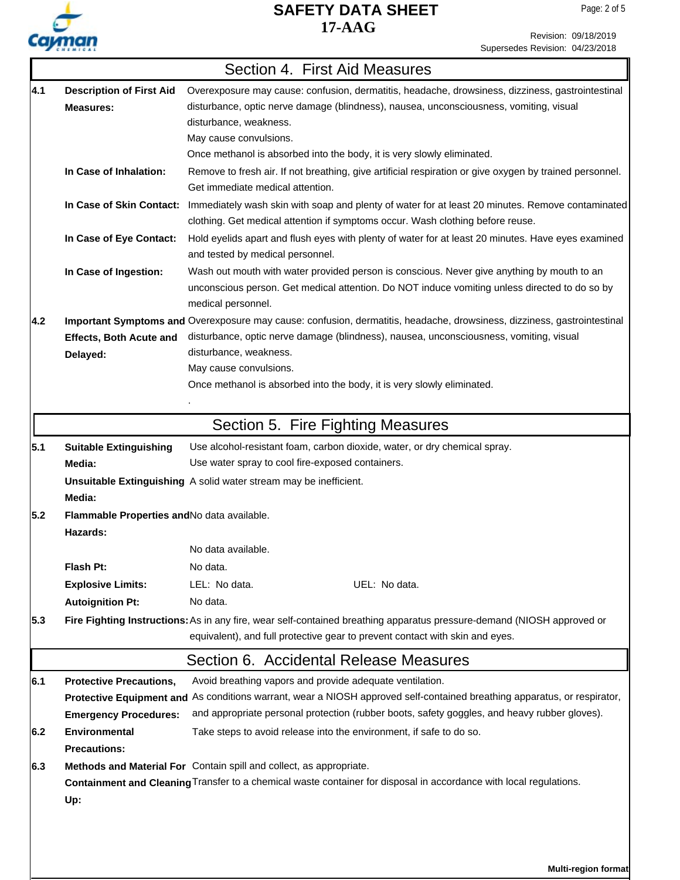## Section 4. First Aid Measures

**4.1 Description of First Aid Measures:**
Overexposure may cause: confusion, dermatitis, headache, drowsiness, dizziness, gastrointestinal disturbance, optic nerve damage (blindness), nausea, unconsciousness, vomiting, visual disturbance, weakness.
May cause convulsions.
Once methanol is absorbed into the body, it is very slowly eliminated.

**In Case of Inhalation:** Remove to fresh air. If not breathing, give artificial respiration or give oxygen by trained personnel. Get immediate medical attention.

**In Case of Skin Contact:** Immediately wash skin with soap and plenty of water for at least 20 minutes. Remove contaminated clothing. Get medical attention if symptoms occur. Wash clothing before reuse.

**In Case of Eye Contact:** Hold eyelids apart and flush eyes with plenty of water for at least 20 minutes. Have eyes examined and tested by medical personnel.

**In Case of Ingestion:** Wash out mouth with water provided person is conscious. Never give anything by mouth to an unconscious person. Get medical attention. Do NOT induce vomiting unless directed to do so by medical personnel.

**4.2 Important Symptoms and Effects, Both Acute and Delayed:**
Overexposure may cause: confusion, dermatitis, headache, drowsiness, dizziness, gastrointestinal disturbance, optic nerve damage (blindness), nausea, unconsciousness, vomiting, visual disturbance, weakness.
May cause convulsions.
Once methanol is absorbed into the body, it is very slowly eliminated.
.

## Section 5. Fire Fighting Measures

**5.1 Suitable Extinguishing Media:**
Use alcohol-resistant foam, carbon dioxide, water, or dry chemical spray.
Use water spray to cool fire-exposed containers.

**Unsuitable Extinguishing Media:** A solid water stream may be inefficient.

**5.2 Flammable Properties and Hazards:** No data available.

No data available.

**Flash Pt:** No data.

**Explosive Limits:** LEL: No data. UEL: No data.

**Autoignition Pt:** No data.

**5.3 Fire Fighting Instructions:** As in any fire, wear self-contained breathing apparatus pressure-demand (NIOSH approved or equivalent), and full protective gear to prevent contact with skin and eyes.

## Section 6. Accidental Release Measures

**6.1 Protective Precautions, Protective Equipment and Emergency Procedures:**
Avoid breathing vapors and provide adequate ventilation.
As conditions warrant, wear a NIOSH approved self-contained breathing apparatus, or respirator, and appropriate personal protection (rubber boots, safety goggles, and heavy rubber gloves).

**6.2 Environmental Precautions:** Take steps to avoid release into the environment, if safe to do so.

**6.3 Methods and Material For Containment and Cleaning Up:**
Contain spill and collect, as appropriate.
Transfer to a chemical waste container for disposal in accordance with local regulations.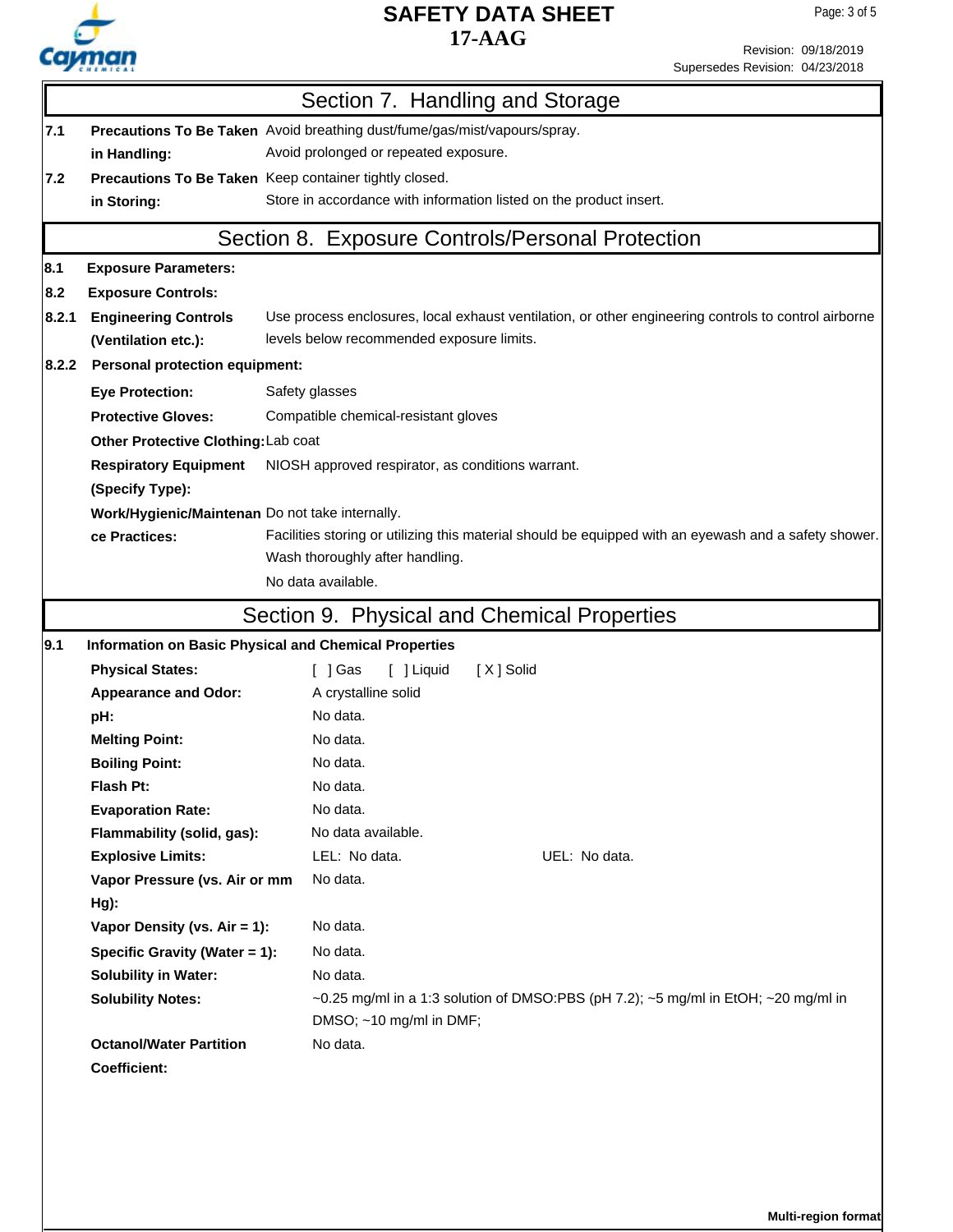## Section 7. Handling and Storage

| | | |
|---|---|---|
| **7.1** | **Precautions To Be Taken in Handling:** | Avoid breathing dust/fume/gas/mist/vapours/spray. Avoid prolonged or repeated exposure. |
| **7.2** | **Precautions To Be Taken in Storing:** | Keep container tightly closed. Store in accordance with information listed on the product insert. |

## Section 8. Exposure Controls/Personal Protection

**8.1 Exposure Parameters:**

**8.2 Exposure Controls:**

**8.2.1 Engineering Controls (Ventilation etc.):** Use process enclosures, local exhaust ventilation, or other engineering controls to control airborne levels below recommended exposure limits.

**8.2.2 Personal protection equipment:**

| | |
|---|---|
| **Eye Protection:** | Safety glasses |
| **Protective Gloves:** | Compatible chemical-resistant gloves |
| **Other Protective Clothing:** | Lab coat |
| **Respiratory Equipment (Specify Type):** | NIOSH approved respirator, as conditions warrant. |
| **Work/Hygienic/Maintenance Practices:** | Do not take internally. Facilities storing or utilizing this material should be equipped with an eyewash and a safety shower. Wash thoroughly after handling. No data available. |

## Section 9. Physical and Chemical Properties

**9.1 Information on Basic Physical and Chemical Properties**

| | | |
|---|---|---|
| **Physical States:** | [ ] Gas [ ] Liquid [ X ] Solid | |
| **Appearance and Odor:** | A crystalline solid | |
| **pH:** | No data. | |
| **Melting Point:** | No data. | |
| **Boiling Point:** | No data. | |
| **Flash Pt:** | No data. | |
| **Evaporation Rate:** | No data. | |
| **Flammability (solid, gas):** | No data available. | |
| **Explosive Limits:** | LEL: No data. | UEL: No data. |
| **Vapor Pressure (vs. Air or mm Hg):** | No data. | |
| **Vapor Density (vs. Air = 1):** | No data. | |
| **Specific Gravity (Water = 1):** | No data. | |
| **Solubility in Water:** | No data. | |
| **Solubility Notes:** | ~0.25 mg/ml in a 1:3 solution of DMSO:PBS (pH 7.2); ~5 mg/ml in EtOH; ~20 mg/ml in DMSO; ~10 mg/ml in DMF; | |
| **Octanol/Water Partition Coefficient:** | No data. | |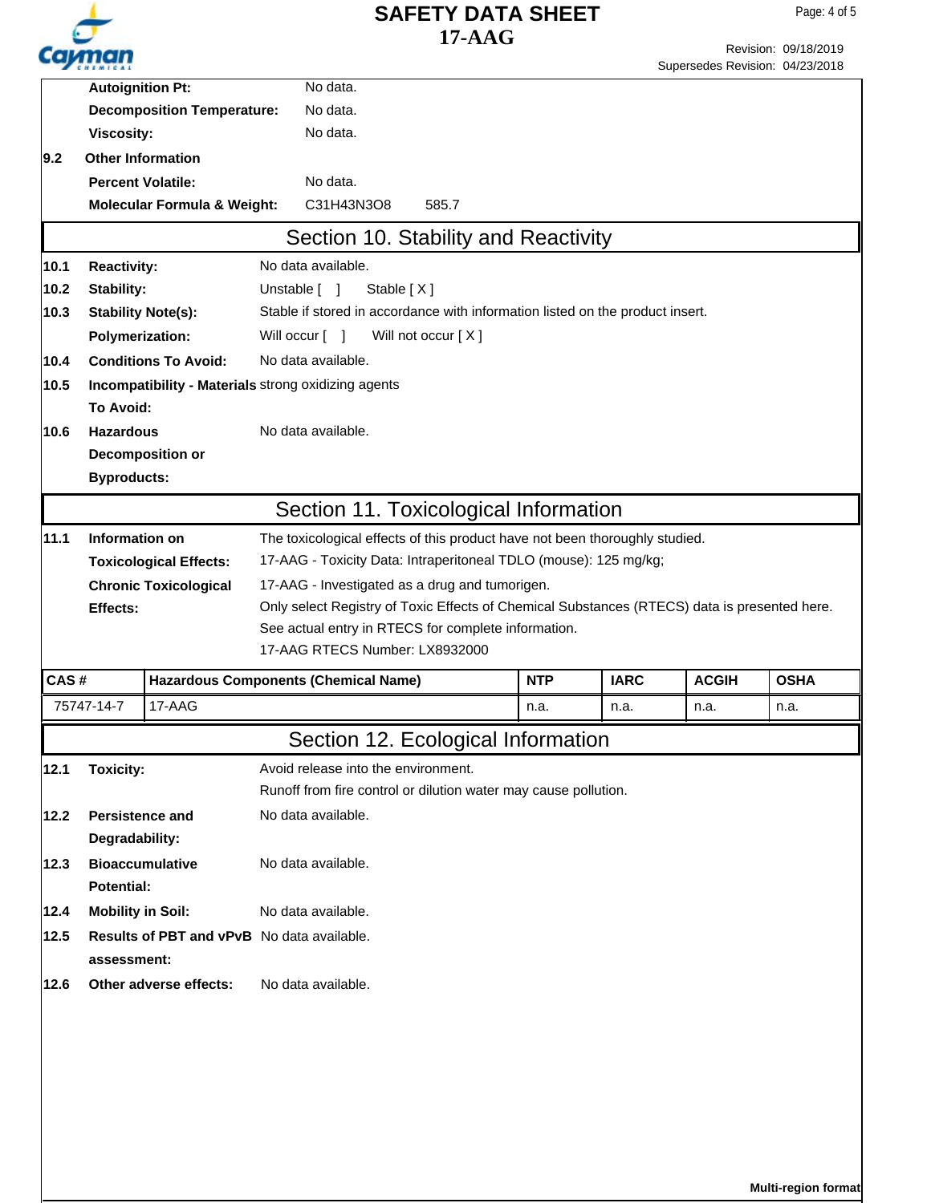**Autoignition Pt:** No data.

**Decomposition Temperature:** No data.

**Viscosity:** No data.

**9.2 Other Information**

**Percent Volatile:** No data.

**Molecular Formula & Weight:** $C_{31}H_{43}N_3O_8$ 585.7

## Section 10. Stability and Reactivity

**10.1 Reactivity:** No data available.

**10.2 Stability:** Unstable [ ] Stable [ X ]

**10.3 Stability Note(s):** Stable if stored in accordance with information listed on the product insert.

**Polymerization:** Will occur [ ] Will not occur [ X ]

**10.4 Conditions To Avoid:** No data available.

**10.5 Incompatibility - Materials To Avoid:** strong oxidizing agents

**10.6 Hazardous Decomposition or Byproducts:** No data available.

## Section 11. Toxicological Information

**11.1 Information on Toxicological Effects:**

The toxicological effects of this product have not been thoroughly studied.

17-AAG - Toxicity Data: Intraperitoneal TDLO (mouse): 125 mg/kg;

**Chronic Toxicological Effects:**

17-AAG - Investigated as a drug and tumorigen.

Only select Registry of Toxic Effects of Chemical Substances (RTECS) data is presented here. See actual entry in RTECS for complete information.

17-AAG RTECS Number: LX8932000

| CAS # | Hazardous Components (Chemical Name) | NTP | IARC | ACGIH | OSHA |
|---|---|---|---|---|---|
| 75747-14-7 | 17-AAG | n.a. | n.a. | n.a. | n.a. |

## Section 12. Ecological Information

**12.1 Toxicity:** Avoid release into the environment.
Runoff from fire control or dilution water may cause pollution.

**12.2 Persistence and Degradability:** No data available.

**12.3 Bioaccumulative Potential:** No data available.

**12.4 Mobility in Soil:** No data available.

**12.5 Results of PBT and vPvB assessment:** No data available.

**12.6 Other adverse effects:** No data available.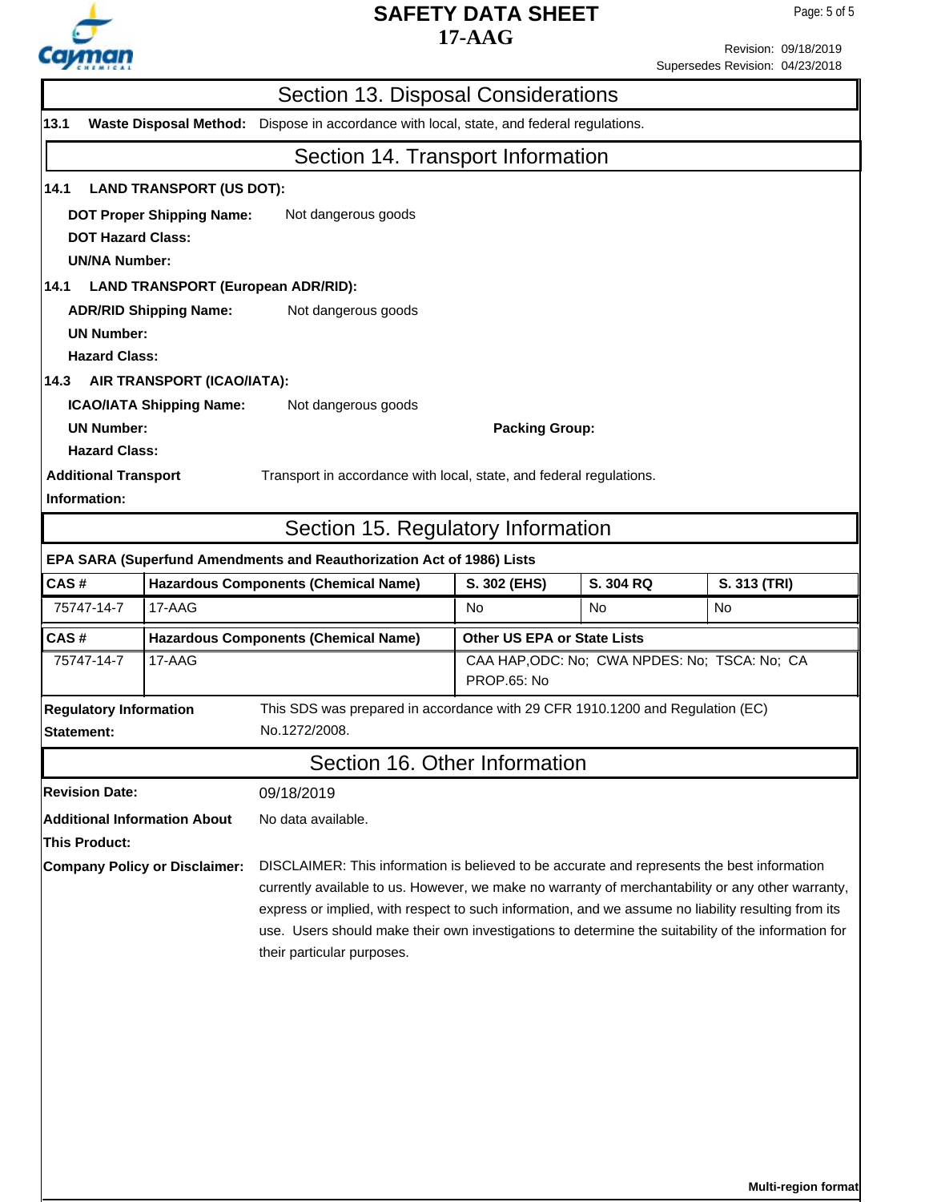## Section 13. Disposal Considerations

**13.1 Waste Disposal Method:** Dispose in accordance with local, state, and federal regulations.

## Section 14. Transport Information

**14.1 LAND TRANSPORT (US DOT):**

**DOT Proper Shipping Name:** Not dangerous goods

**DOT Hazard Class:**

**UN/NA Number:**

**14.1 LAND TRANSPORT (European ADR/RID):**

**ADR/RID Shipping Name:** Not dangerous goods

**UN Number:**

**Hazard Class:**

**14.3 AIR TRANSPORT (ICAO/IATA):**

**ICAO/IATA Shipping Name:** Not dangerous goods

**UN Number:** **Packing Group:**

**Hazard Class:**

**Additional Transport Information:** Transport in accordance with local, state, and federal regulations.

## Section 15. Regulatory Information

**EPA SARA (Superfund Amendments and Reauthorization Act of 1986) Lists**

| CAS # | Hazardous Components (Chemical Name) | S. 302 (EHS) | S. 304 RQ | S. 313 (TRI) |
|---|---|---|---|---|
| 75747-14-7 | 17-AAG | No | No | No |

| CAS # | Hazardous Components (Chemical Name) | Other US EPA or State Lists |
|---|---|---|
| 75747-14-7 | 17-AAG | CAA HAP,ODC: No; CWA NPDES: No; TSCA: No; CA PROP.65: No |

**Regulatory Information Statement:** This SDS was prepared in accordance with 29 CFR 1910.1200 and Regulation (EC) No.1272/2008.

## Section 16. Other Information

**Revision Date:** 09/18/2019

**Additional Information About This Product:** No data available.

**Company Policy or Disclaimer:** DISCLAIMER: This information is believed to be accurate and represents the best information currently available to us. However, we make no warranty of merchantability or any other warranty, express or implied, with respect to such information, and we assume no liability resulting from its use. Users should make their own investigations to determine the suitability of the information for their particular purposes.